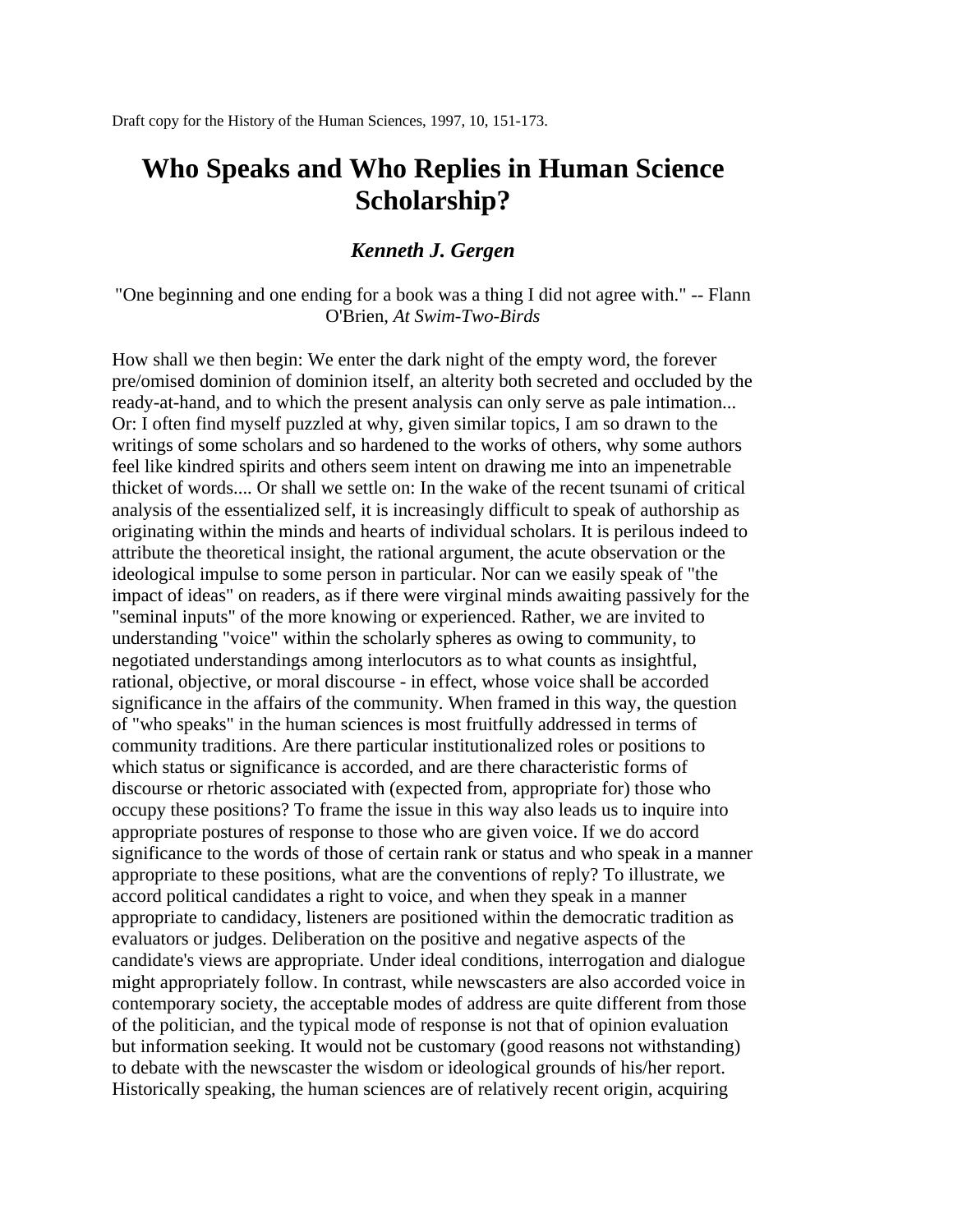Draft copy for the History of the Human Sciences, 1997, 10, 151-173.

# Who Speaks and Who Replies in Human Science Scholarship?

### *Kenneth J. Gergen*

"One beginning and one ending for a book was a thing I did not agree with." -- Flann O'Brien, *At Swim-Two-Birds*

How shall we then begin: We enter the dark night of the empty word, the forever pre/omised dominion of dominion itself, an alterity both secreted and occluded by the ready-at-hand, and to which the present analysis can only serve as pale intimation... Or: I often find myself puzzled at why, given similar topics, I am so drawn to the writings of some scholars and so hardened to the works of others, why some authors feel like kindred spirits and others seem intent on drawing me into an impenetrable thicket of words.... Or shall we settle on: In the wake of the recent tsunami of critical analysis of the essentialized self, it is increasingly difficult to speak of authorship as originating within the minds and hearts of individual scholars. It is perilous indeed to attribute the theoretical insight, the rational argument, the acute observation or the ideological impulse to some person in particular. Nor can we easily speak of "the impact of ideas" on readers, as if there were virginal minds awaiting passively for the "seminal inputs" of the more knowing or experienced. Rather, we are invited to understanding "voice" within the scholarly spheres as owing to community, to negotiated understandings among interlocutors as to what counts as insightful, rational, objective, or moral discourse - in effect, whose voice shall be accorded significance in the affairs of the community. When framed in this way, the question of "who speaks" in the human sciences is most fruitfully addressed in terms of community traditions. Are there particular institutionalized roles or positions to which status or significance is accorded, and are there characteristic forms of discourse or rhetoric associated with (expected from, appropriate for) those who occupy these positions? To frame the issue in this way also leads us to inquire into appropriate postures of response to those who are given voice. If we do accord significance to the words of those of certain rank or status and who speak in a manner appropriate to these positions, what are the conventions of reply? To illustrate, we accord political candidates a right to voice, and when they speak in a manner appropriate to candidacy, listeners are positioned within the democratic tradition as evaluators or judges. Deliberation on the positive and negative aspects of the candidate's views are appropriate. Under ideal conditions, interrogation and dialogue might appropriately follow. In contrast, while newscasters are also accorded voice in contemporary society, the acceptable modes of address are quite different from those of the politician, and the typical mode of response is not that of opinion evaluation but information seeking. It would not be customary (good reasons not withstanding) to debate with the newscaster the wisdom or ideological grounds of his/her report. Historically speaking, the human sciences are of relatively recent origin, acquiring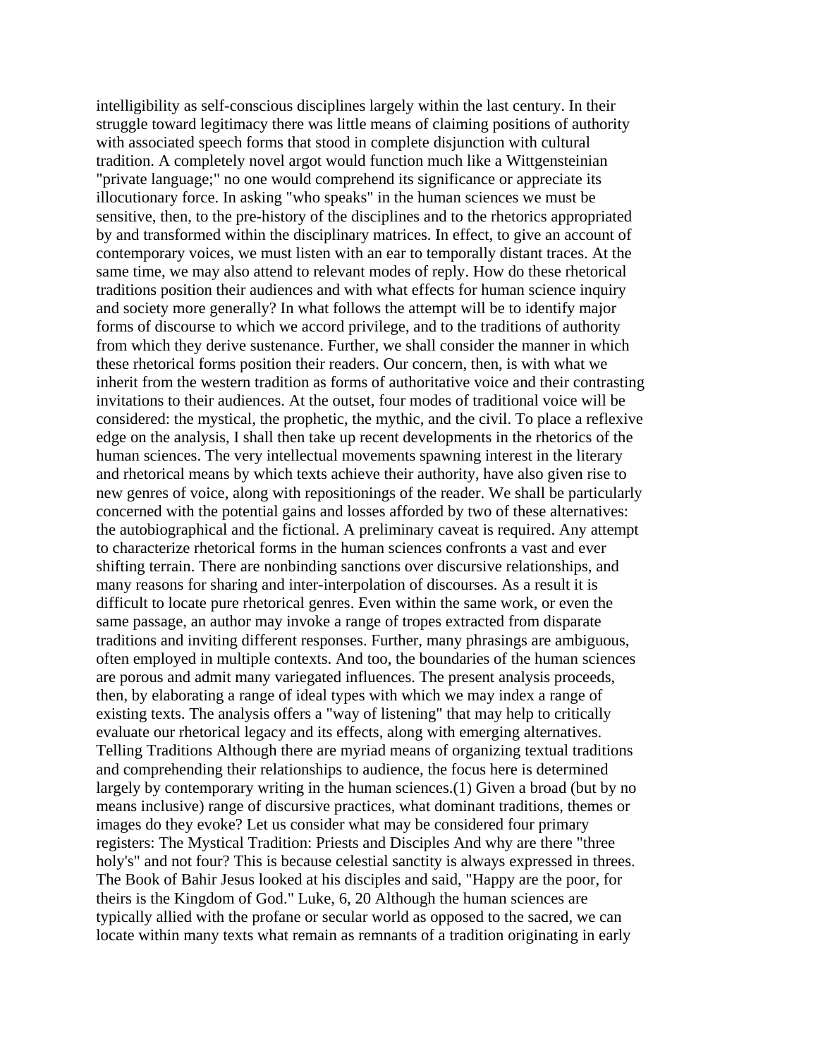intelligibility as self-conscious disciplines largely within the last century. In their struggle toward legitimacy there was little means of claiming positions of authority with associated speech forms that stood in complete disjunction with cultural tradition. A completely novel argot would function much like a Wittgensteinian "private language;" no one would comprehend its significance or appreciate its illocutionary force. In asking "who speaks" in the human sciences we must be sensitive, then, to the pre-history of the disciplines and to the rhetorics appropriated by and transformed within the disciplinary matrices. In effect, to give an account of contemporary voices, we must listen with an ear to temporally distant traces. At the same time, we may also attend to relevant modes of reply. How do these rhetorical traditions position their audiences and with what effects for human science inquiry and society more generally? In what follows the attempt will be to identify major forms of discourse to which we accord privilege, and to the traditions of authority from which they derive sustenance. Further, we shall consider the manner in which these rhetorical forms position their readers. Our concern, then, is with what we inherit from the western tradition as forms of authoritative voice and their contrasting invitations to their audiences. At the outset, four modes of traditional voice will be considered: the mystical, the prophetic, the mythic, and the civil. To place a reflexive edge on the analysis, I shall then take up recent developments in the rhetorics of the human sciences. The very intellectual movements spawning interest in the literary and rhetorical means by which texts achieve their authority, have also given rise to new genres of voice, along with repositionings of the reader. We shall be particularly concerned with the potential gains and losses afforded by two of these alternatives: the autobiographical and the fictional. A preliminary caveat is required. Any attempt to characterize rhetorical forms in the human sciences confronts a vast and ever shifting terrain. There are nonbinding sanctions over discursive relationships, and many reasons for sharing and inter-interpolation of discourses. As a result it is difficult to locate pure rhetorical genres. Even within the same work, or even the same passage, an author may invoke a range of tropes extracted from disparate traditions and inviting different responses. Further, many phrasings are ambiguous, often employed in multiple contexts. And too, the boundaries of the human sciences are porous and admit many variegated influences. The present analysis proceeds, then, by elaborating a range of ideal types with which we may index a range of existing texts. The analysis offers a "way of listening" that may help to critically evaluate our rhetorical legacy and its effects, along with emerging alternatives.

## Telling Traditions

Although there are myriad means of organizing textual traditions and comprehending their relationships to audience, the focus here is determined largely by contemporary writing in the human sciences.(1) Given a broad (but by no means inclusive) range of discursive practices, what dominant traditions, themes or images do they evoke? Let us consider what may be considered four primary registers:

### The Mystical Tradition: Priests and Disciples

And why are there "three holy's" and not four? This is because celestial sanctity is always expressed in threes.
The Book of Bahir

Jesus looked at his disciples and said, "Happy are the poor, for theirs is the Kingdom of God."
Luke, 6, 20

Although the human sciences are typically allied with the profane or secular world as opposed to the sacred, we can locate within many texts what remain as remnants of a tradition originating in early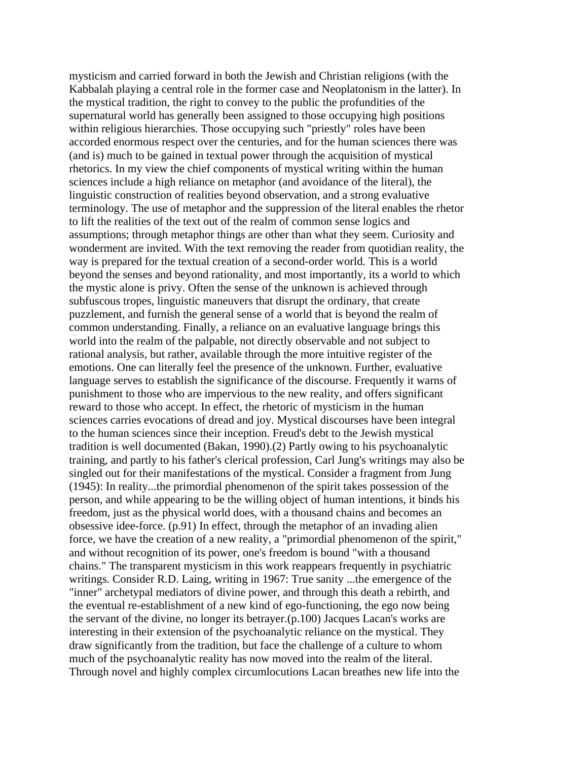mysticism and carried forward in both the Jewish and Christian religions (with the Kabbalah playing a central role in the former case and Neoplatonism in the latter). In the mystical tradition, the right to convey to the public the profundities of the supernatural world has generally been assigned to those occupying high positions within religious hierarchies. Those occupying such "priestly" roles have been accorded enormous respect over the centuries, and for the human sciences there was (and is) much to be gained in textual power through the acquisition of mystical rhetorics. In my view the chief components of mystical writing within the human sciences include a high reliance on metaphor (and avoidance of the literal), the linguistic construction of realities beyond observation, and a strong evaluative terminology. The use of metaphor and the suppression of the literal enables the rhetor to lift the realities of the text out of the realm of common sense logics and assumptions; through metaphor things are other than what they seem. Curiosity and wonderment are invited. With the text removing the reader from quotidian reality, the way is prepared for the textual creation of a second-order world. This is a world beyond the senses and beyond rationality, and most importantly, its a world to which the mystic alone is privy. Often the sense of the unknown is achieved through subfuscous tropes, linguistic maneuvers that disrupt the ordinary, that create puzzlement, and furnish the general sense of a world that is beyond the realm of common understanding. Finally, a reliance on an evaluative language brings this world into the realm of the palpable, not directly observable and not subject to rational analysis, but rather, available through the more intuitive register of the emotions. One can literally feel the presence of the unknown. Further, evaluative language serves to establish the significance of the discourse. Frequently it warns of punishment to those who are impervious to the new reality, and offers significant reward to those who accept. In effect, the rhetoric of mysticism in the human sciences carries evocations of dread and joy. Mystical discourses have been integral to the human sciences since their inception. Freud's debt to the Jewish mystical tradition is well documented (Bakan, 1990).(2) Partly owing to his psychoanalytic training, and partly to his father's clerical profession, Carl Jung's writings may also be singled out for their manifestations of the mystical. Consider a fragment from Jung (1945): In reality...the primordial phenomenon of the spirit takes possession of the person, and while appearing to be the willing object of human intentions, it binds his freedom, just as the physical world does, with a thousand chains and becomes an obsessive idee-force. (p.91) In effect, through the metaphor of an invading alien force, we have the creation of a new reality, a "primordial phenomenon of the spirit," and without recognition of its power, one's freedom is bound "with a thousand chains." The transparent mysticism in this work reappears frequently in psychiatric writings. Consider R.D. Laing, writing in 1967: True sanity ...the emergence of the "inner" archetypal mediators of divine power, and through this death a rebirth, and the eventual re-establishment of a new kind of ego-functioning, the ego now being the servant of the divine, no longer its betrayer.(p.100) Jacques Lacan's works are interesting in their extension of the psychoanalytic reliance on the mystical. They draw significantly from the tradition, but face the challenge of a culture to whom much of the psychoanalytic reality has now moved into the realm of the literal. Through novel and highly complex circumlocutions Lacan breathes new life into the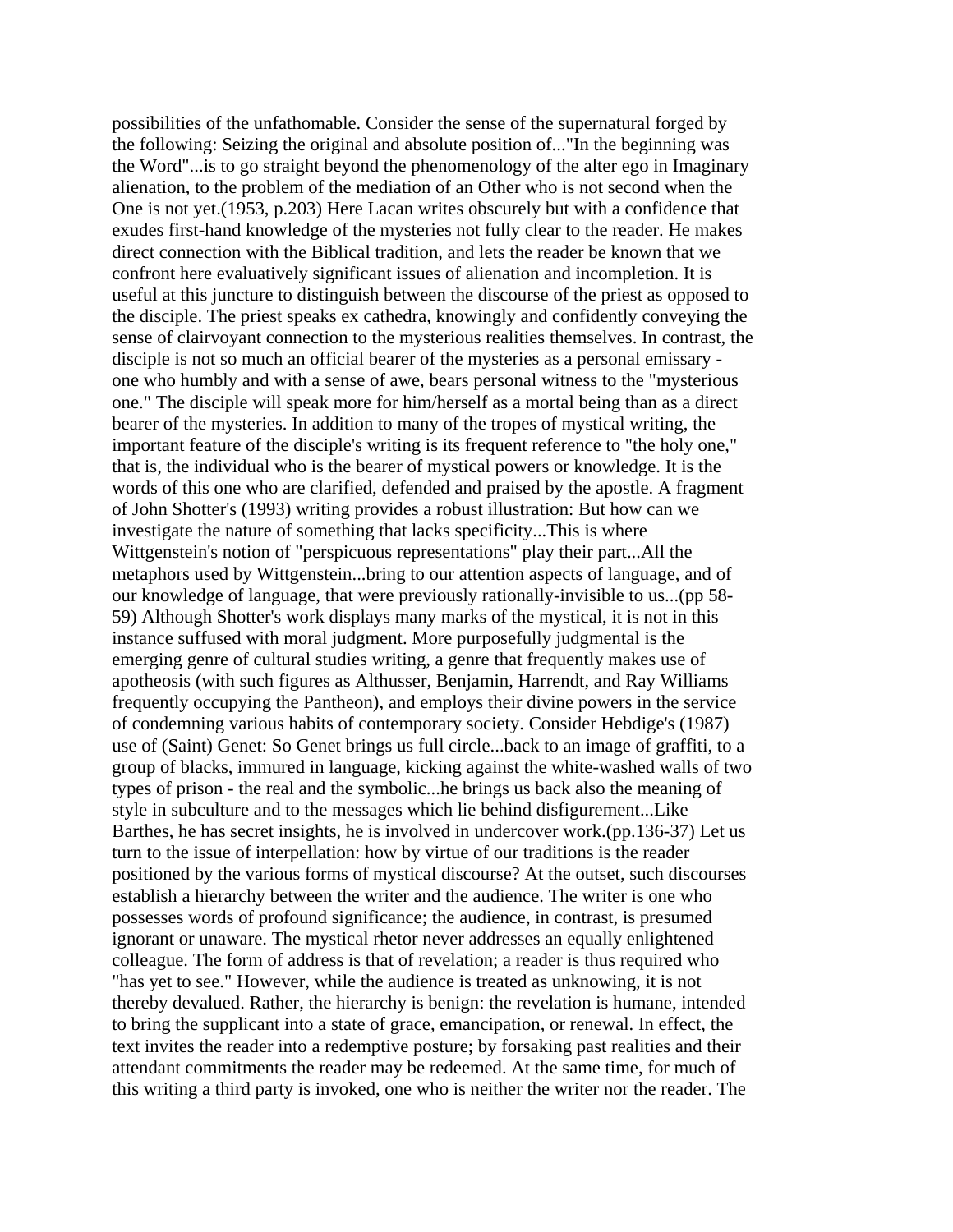possibilities of the unfathomable. Consider the sense of the supernatural forged by the following: Seizing the original and absolute position of..."In the beginning was the Word"...is to go straight beyond the phenomenology of the alter ego in Imaginary alienation, to the problem of the mediation of an Other who is not second when the One is not yet.(1953, p.203) Here Lacan writes obscurely but with a confidence that exudes first-hand knowledge of the mysteries not fully clear to the reader. He makes direct connection with the Biblical tradition, and lets the reader be known that we confront here evaluatively significant issues of alienation and incompletion. It is useful at this juncture to distinguish between the discourse of the priest as opposed to the disciple. The priest speaks ex cathedra, knowingly and confidently conveying the sense of clairvoyant connection to the mysterious realities themselves. In contrast, the disciple is not so much an official bearer of the mysteries as a personal emissary - one who humbly and with a sense of awe, bears personal witness to the "mysterious one." The disciple will speak more for him/herself as a mortal being than as a direct bearer of the mysteries. In addition to many of the tropes of mystical writing, the important feature of the disciple's writing is its frequent reference to "the holy one," that is, the individual who is the bearer of mystical powers or knowledge. It is the words of this one who are clarified, defended and praised by the apostle. A fragment of John Shotter's (1993) writing provides a robust illustration: But how can we investigate the nature of something that lacks specificity...This is where Wittgenstein's notion of "perspicuous representations" play their part...All the metaphors used by Wittgenstein...bring to our attention aspects of language, and of our knowledge of language, that were previously rationally-invisible to us...(pp 58-59) Although Shotter's work displays many marks of the mystical, it is not in this instance suffused with moral judgment. More purposefully judgmental is the emerging genre of cultural studies writing, a genre that frequently makes use of apotheosis (with such figures as Althusser, Benjamin, Harrendt, and Ray Williams frequently occupying the Pantheon), and employs their divine powers in the service of condemning various habits of contemporary society. Consider Hebdige's (1987) use of (Saint) Genet: So Genet brings us full circle...back to an image of graffiti, to a group of blacks, immured in language, kicking against the white-washed walls of two types of prison - the real and the symbolic...he brings us back also the meaning of style in subculture and to the messages which lie behind disfigurement...Like Barthes, he has secret insights, he is involved in undercover work.(pp.136-37) Let us turn to the issue of interpellation: how by virtue of our traditions is the reader positioned by the various forms of mystical discourse? At the outset, such discourses establish a hierarchy between the writer and the audience. The writer is one who possesses words of profound significance; the audience, in contrast, is presumed ignorant or unaware. The mystical rhetor never addresses an equally enlightened colleague. The form of address is that of revelation; a reader is thus required who "has yet to see." However, while the audience is treated as unknowing, it is not thereby devalued. Rather, the hierarchy is benign: the revelation is humane, intended to bring the supplicant into a state of grace, emancipation, or renewal. In effect, the text invites the reader into a redemptive posture; by forsaking past realities and their attendant commitments the reader may be redeemed. At the same time, for much of this writing a third party is invoked, one who is neither the writer nor the reader. The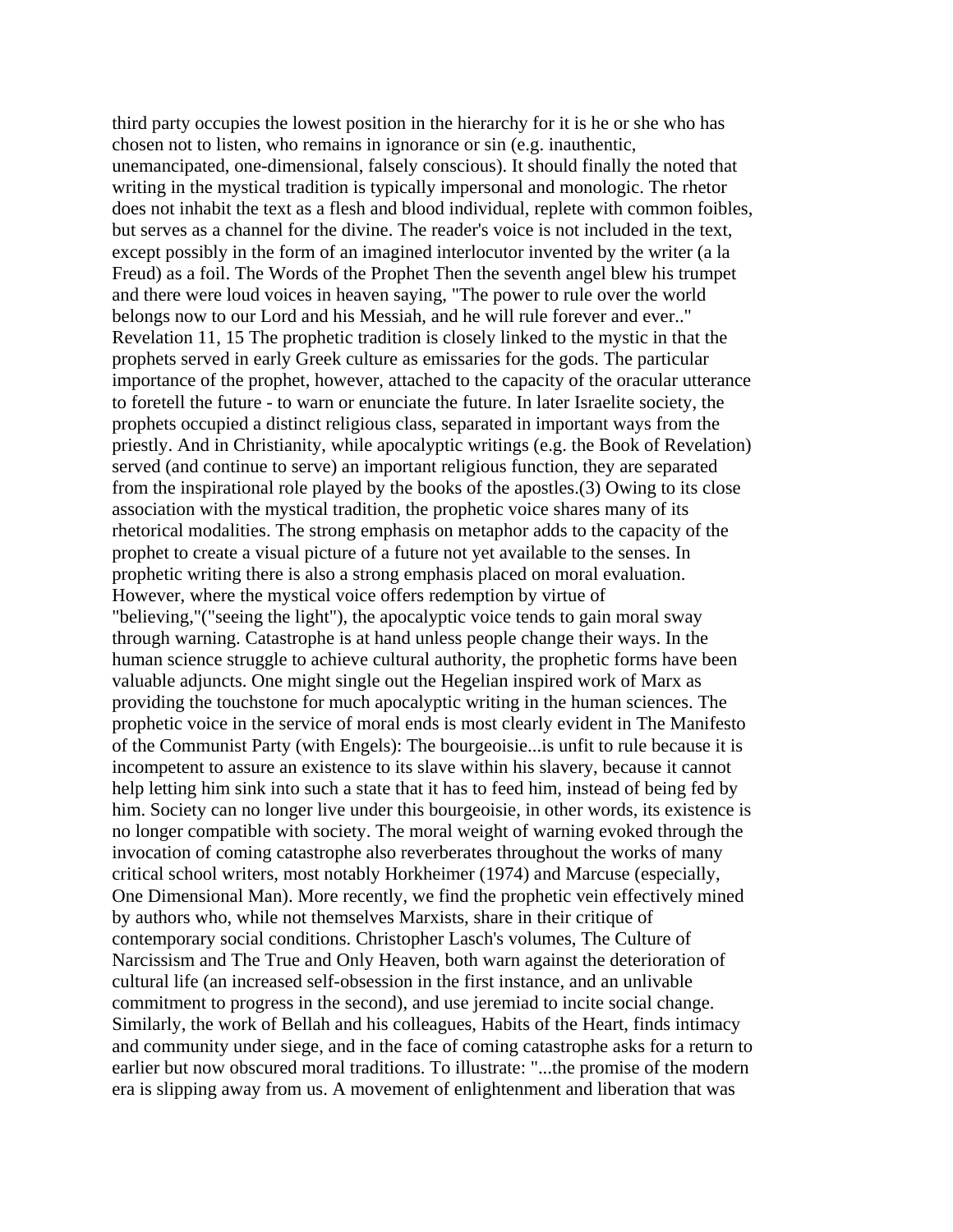third party occupies the lowest position in the hierarchy for it is he or she who has chosen not to listen, who remains in ignorance or sin (e.g. inauthentic, unemancipated, one-dimensional, falsely conscious). It should finally the noted that writing in the mystical tradition is typically impersonal and monologic. The rhetor does not inhabit the text as a flesh and blood individual, replete with common foibles, but serves as a channel for the divine. The reader's voice is not included in the text, except possibly in the form of an imagined interlocutor invented by the writer (a la Freud) as a foil.

## The Words of the Prophet

Then the seventh angel blew his trumpet and there were loud voices in heaven saying, "The power to rule over the world belongs now to our Lord and his Messiah, and he will rule forever and ever.." Revelation 11, 15

The prophetic tradition is closely linked to the mystic in that the prophets served in early Greek culture as emissaries for the gods. The particular importance of the prophet, however, attached to the capacity of the oracular utterance to foretell the future - to warn or enunciate the future. In later Israelite society, the prophets occupied a distinct religious class, separated in important ways from the priestly. And in Christianity, while apocalyptic writings (e.g. the Book of Revelation) served (and continue to serve) an important religious function, they are separated from the inspirational role played by the books of the apostles.(3) Owing to its close association with the mystical tradition, the prophetic voice shares many of its rhetorical modalities. The strong emphasis on metaphor adds to the capacity of the prophet to create a visual picture of a future not yet available to the senses. In prophetic writing there is also a strong emphasis placed on moral evaluation. However, where the mystical voice offers redemption by virtue of "believing,"("seeing the light"), the apocalyptic voice tends to gain moral sway through warning. Catastrophe is at hand unless people change their ways. In the human science struggle to achieve cultural authority, the prophetic forms have been valuable adjuncts. One might single out the Hegelian inspired work of Marx as providing the touchstone for much apocalyptic writing in the human sciences. The prophetic voice in the service of moral ends is most clearly evident in The Manifesto of the Communist Party (with Engels): The bourgeoisie...is unfit to rule because it is incompetent to assure an existence to its slave within his slavery, because it cannot help letting him sink into such a state that it has to feed him, instead of being fed by him. Society can no longer live under this bourgeoisie, in other words, its existence is no longer compatible with society. The moral weight of warning evoked through the invocation of coming catastrophe also reverberates throughout the works of many critical school writers, most notably Horkheimer (1974) and Marcuse (especially, One Dimensional Man). More recently, we find the prophetic vein effectively mined by authors who, while not themselves Marxists, share in their critique of contemporary social conditions. Christopher Lasch's volumes, The Culture of Narcissism and The True and Only Heaven, both warn against the deterioration of cultural life (an increased self-obsession in the first instance, and an unlivable commitment to progress in the second), and use jeremiad to incite social change. Similarly, the work of Bellah and his colleagues, Habits of the Heart, finds intimacy and community under siege, and in the face of coming catastrophe asks for a return to earlier but now obscured moral traditions. To illustrate: "...the promise of the modern era is slipping away from us. A movement of enlightenment and liberation that was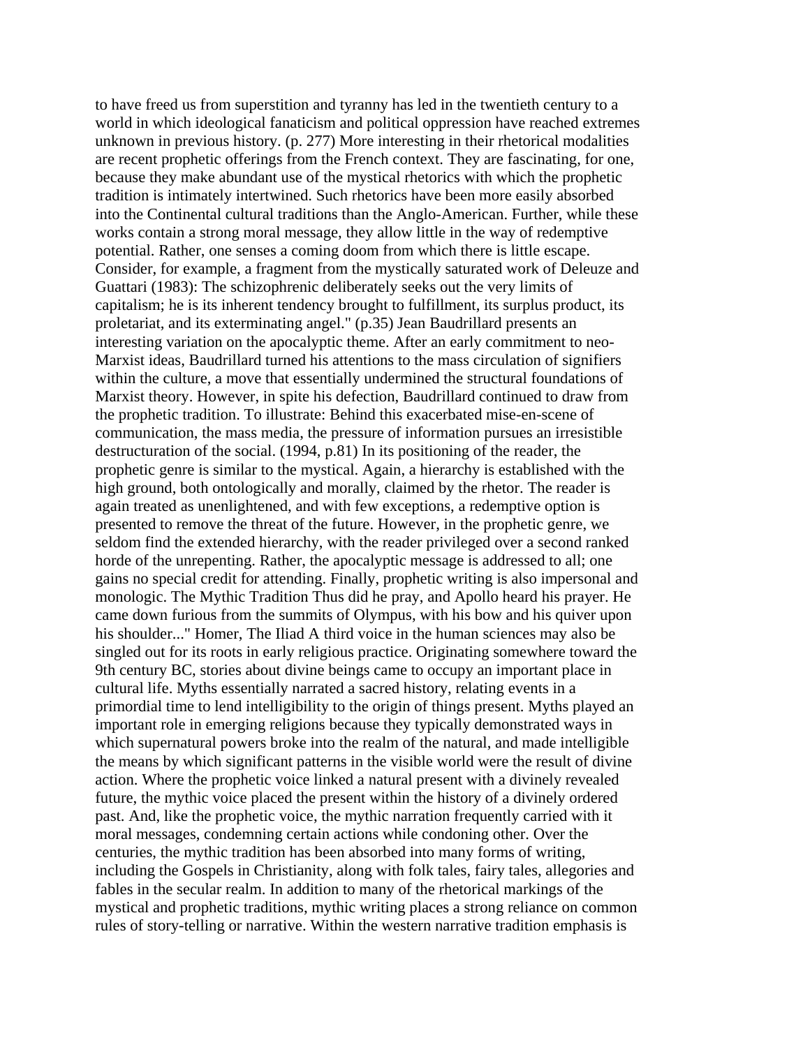to have freed us from superstition and tyranny has led in the twentieth century to a world in which ideological fanaticism and political oppression have reached extremes unknown in previous history. (p. 277) More interesting in their rhetorical modalities are recent prophetic offerings from the French context. They are fascinating, for one, because they make abundant use of the mystical rhetorics with which the prophetic tradition is intimately intertwined. Such rhetorics have been more easily absorbed into the Continental cultural traditions than the Anglo-American. Further, while these works contain a strong moral message, they allow little in the way of redemptive potential. Rather, one senses a coming doom from which there is little escape. Consider, for example, a fragment from the mystically saturated work of Deleuze and Guattari (1983): The schizophrenic deliberately seeks out the very limits of capitalism; he is its inherent tendency brought to fulfillment, its surplus product, its proletariat, and its exterminating angel." (p.35) Jean Baudrillard presents an interesting variation on the apocalyptic theme. After an early commitment to neo-Marxist ideas, Baudrillard turned his attentions to the mass circulation of signifiers within the culture, a move that essentially undermined the structural foundations of Marxist theory. However, in spite his defection, Baudrillard continued to draw from the prophetic tradition. To illustrate: Behind this exacerbated mise-en-scene of communication, the mass media, the pressure of information pursues an irresistible destructuration of the social. (1994, p.81) In its positioning of the reader, the prophetic genre is similar to the mystical. Again, a hierarchy is established with the high ground, both ontologically and morally, claimed by the rhetor. The reader is again treated as unenlightened, and with few exceptions, a redemptive option is presented to remove the threat of the future. However, in the prophetic genre, we seldom find the extended hierarchy, with the reader privileged over a second ranked horde of the unrepenting. Rather, the apocalyptic message is addressed to all; one gains no special credit for attending. Finally, prophetic writing is also impersonal and monologic. The Mythic Tradition Thus did he pray, and Apollo heard his prayer. He came down furious from the summits of Olympus, with his bow and his quiver upon his shoulder..." Homer, The Iliad A third voice in the human sciences may also be singled out for its roots in early religious practice. Originating somewhere toward the 9th century BC, stories about divine beings came to occupy an important place in cultural life. Myths essentially narrated a sacred history, relating events in a primordial time to lend intelligibility to the origin of things present. Myths played an important role in emerging religions because they typically demonstrated ways in which supernatural powers broke into the realm of the natural, and made intelligible the means by which significant patterns in the visible world were the result of divine action. Where the prophetic voice linked a natural present with a divinely revealed future, the mythic voice placed the present within the history of a divinely ordered past. And, like the prophetic voice, the mythic narration frequently carried with it moral messages, condemning certain actions while condoning other. Over the centuries, the mythic tradition has been absorbed into many forms of writing, including the Gospels in Christianity, along with folk tales, fairy tales, allegories and fables in the secular realm. In addition to many of the rhetorical markings of the mystical and prophetic traditions, mythic writing places a strong reliance on common rules of story-telling or narrative. Within the western narrative tradition emphasis is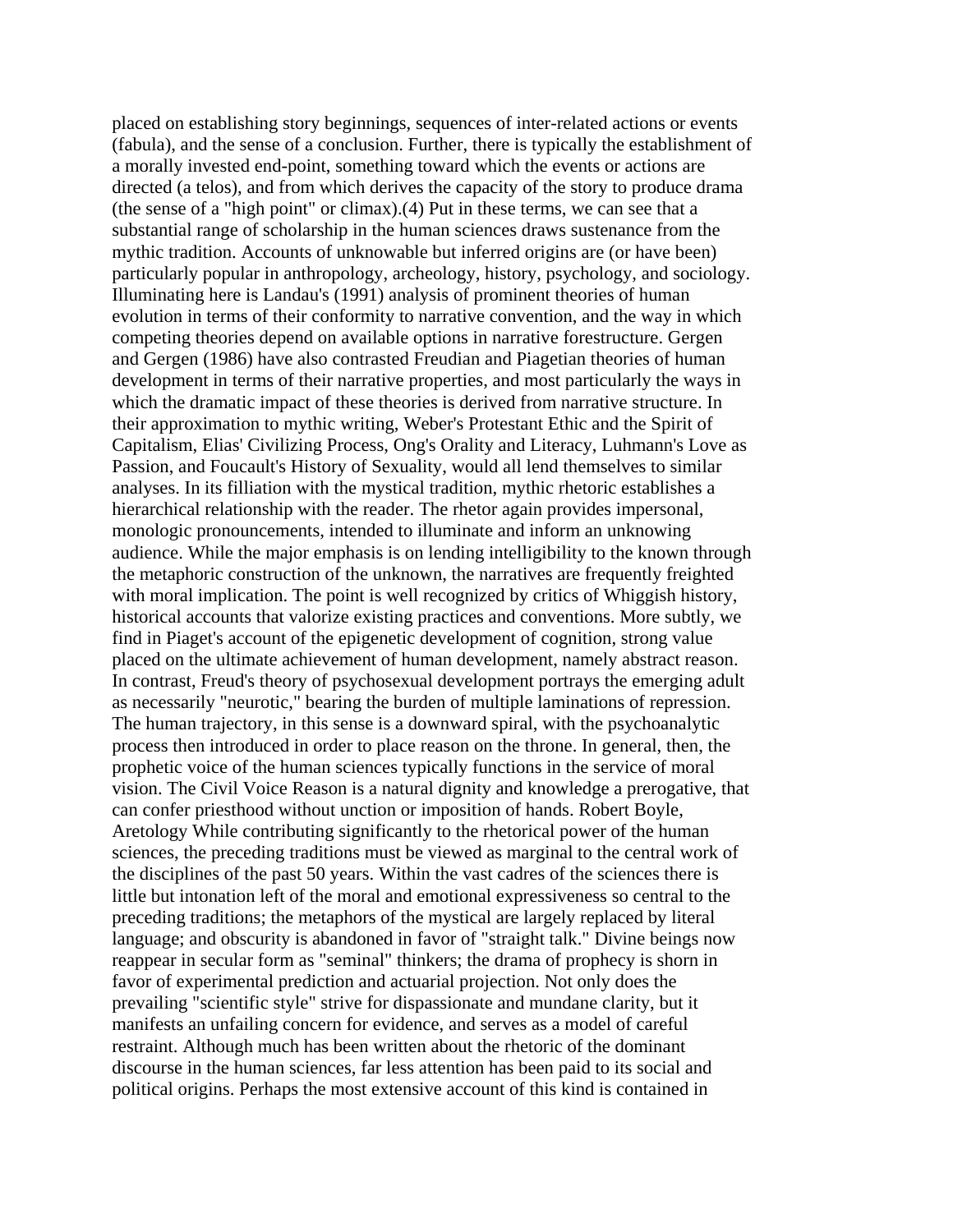placed on establishing story beginnings, sequences of inter-related actions or events (fabula), and the sense of a conclusion. Further, there is typically the establishment of a morally invested end-point, something toward which the events or actions are directed (a telos), and from which derives the capacity of the story to produce drama (the sense of a "high point" or climax).(4) Put in these terms, we can see that a substantial range of scholarship in the human sciences draws sustenance from the mythic tradition. Accounts of unknowable but inferred origins are (or have been) particularly popular in anthropology, archeology, history, psychology, and sociology. Illuminating here is Landau's (1991) analysis of prominent theories of human evolution in terms of their conformity to narrative convention, and the way in which competing theories depend on available options in narrative forestructure. Gergen and Gergen (1986) have also contrasted Freudian and Piagetian theories of human development in terms of their narrative properties, and most particularly the ways in which the dramatic impact of these theories is derived from narrative structure. In their approximation to mythic writing, Weber's Protestant Ethic and the Spirit of Capitalism, Elias' Civilizing Process, Ong's Orality and Literacy, Luhmann's Love as Passion, and Foucault's History of Sexuality, would all lend themselves to similar analyses. In its filliation with the mystical tradition, mythic rhetoric establishes a hierarchical relationship with the reader. The rhetor again provides impersonal, monologic pronouncements, intended to illuminate and inform an unknowing audience. While the major emphasis is on lending intelligibility to the known through the metaphoric construction of the unknown, the narratives are frequently freighted with moral implication. The point is well recognized by critics of Whiggish history, historical accounts that valorize existing practices and conventions. More subtly, we find in Piaget's account of the epigenetic development of cognition, strong value placed on the ultimate achievement of human development, namely abstract reason. In contrast, Freud's theory of psychosexual development portrays the emerging adult as necessarily "neurotic," bearing the burden of multiple laminations of repression. The human trajectory, in this sense is a downward spiral, with the psychoanalytic process then introduced in order to place reason on the throne. In general, then, the prophetic voice of the human sciences typically functions in the service of moral vision. The Civil Voice Reason is a natural dignity and knowledge a prerogative, that can confer priesthood without unction or imposition of hands. Robert Boyle, Aretology While contributing significantly to the rhetorical power of the human sciences, the preceding traditions must be viewed as marginal to the central work of the disciplines of the past 50 years. Within the vast cadres of the sciences there is little but intonation left of the moral and emotional expressiveness so central to the preceding traditions; the metaphors of the mystical are largely replaced by literal language; and obscurity is abandoned in favor of "straight talk." Divine beings now reappear in secular form as "seminal" thinkers; the drama of prophecy is shorn in favor of experimental prediction and actuarial projection. Not only does the prevailing "scientific style" strive for dispassionate and mundane clarity, but it manifests an unfailing concern for evidence, and serves as a model of careful restraint. Although much has been written about the rhetoric of the dominant discourse in the human sciences, far less attention has been paid to its social and political origins. Perhaps the most extensive account of this kind is contained in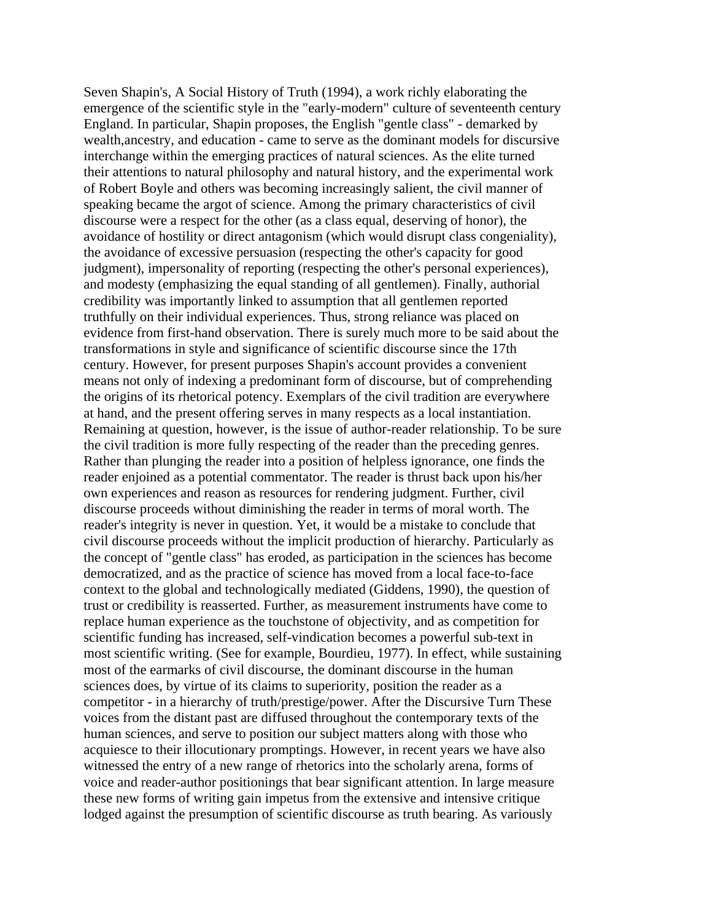Seven Shapin's, A Social History of Truth (1994), a work richly elaborating the emergence of the scientific style in the "early-modern" culture of seventeenth century England. In particular, Shapin proposes, the English "gentle class" - demarked by wealth,ancestry, and education - came to serve as the dominant models for discursive interchange within the emerging practices of natural sciences. As the elite turned their attentions to natural philosophy and natural history, and the experimental work of Robert Boyle and others was becoming increasingly salient, the civil manner of speaking became the argot of science. Among the primary characteristics of civil discourse were a respect for the other (as a class equal, deserving of honor), the avoidance of hostility or direct antagonism (which would disrupt class congeniality), the avoidance of excessive persuasion (respecting the other's capacity for good judgment), impersonality of reporting (respecting the other's personal experiences), and modesty (emphasizing the equal standing of all gentlemen). Finally, authorial credibility was importantly linked to assumption that all gentlemen reported truthfully on their individual experiences. Thus, strong reliance was placed on evidence from first-hand observation. There is surely much more to be said about the transformations in style and significance of scientific discourse since the 17th century. However, for present purposes Shapin's account provides a convenient means not only of indexing a predominant form of discourse, but of comprehending the origins of its rhetorical potency. Exemplars of the civil tradition are everywhere at hand, and the present offering serves in many respects as a local instantiation. Remaining at question, however, is the issue of author-reader relationship. To be sure the civil tradition is more fully respecting of the reader than the preceding genres. Rather than plunging the reader into a position of helpless ignorance, one finds the reader enjoined as a potential commentator. The reader is thrust back upon his/her own experiences and reason as resources for rendering judgment. Further, civil discourse proceeds without diminishing the reader in terms of moral worth. The reader's integrity is never in question. Yet, it would be a mistake to conclude that civil discourse proceeds without the implicit production of hierarchy. Particularly as the concept of "gentle class" has eroded, as participation in the sciences has become democratized, and as the practice of science has moved from a local face-to-face context to the global and technologically mediated (Giddens, 1990), the question of trust or credibility is reasserted. Further, as measurement instruments have come to replace human experience as the touchstone of objectivity, and as competition for scientific funding has increased, self-vindication becomes a powerful sub-text in most scientific writing. (See for example, Bourdieu, 1977). In effect, while sustaining most of the earmarks of civil discourse, the dominant discourse in the human sciences does, by virtue of its claims to superiority, position the reader as a competitor - in a hierarchy of truth/prestige/power.

## After the Discursive Turn

These voices from the distant past are diffused throughout the contemporary texts of the human sciences, and serve to position our subject matters along with those who acquiesce to their illocutionary promptings. However, in recent years we have also witnessed the entry of a new range of rhetorics into the scholarly arena, forms of voice and reader-author positionings that bear significant attention. In large measure these new forms of writing gain impetus from the extensive and intensive critique lodged against the presumption of scientific discourse as truth bearing. As variously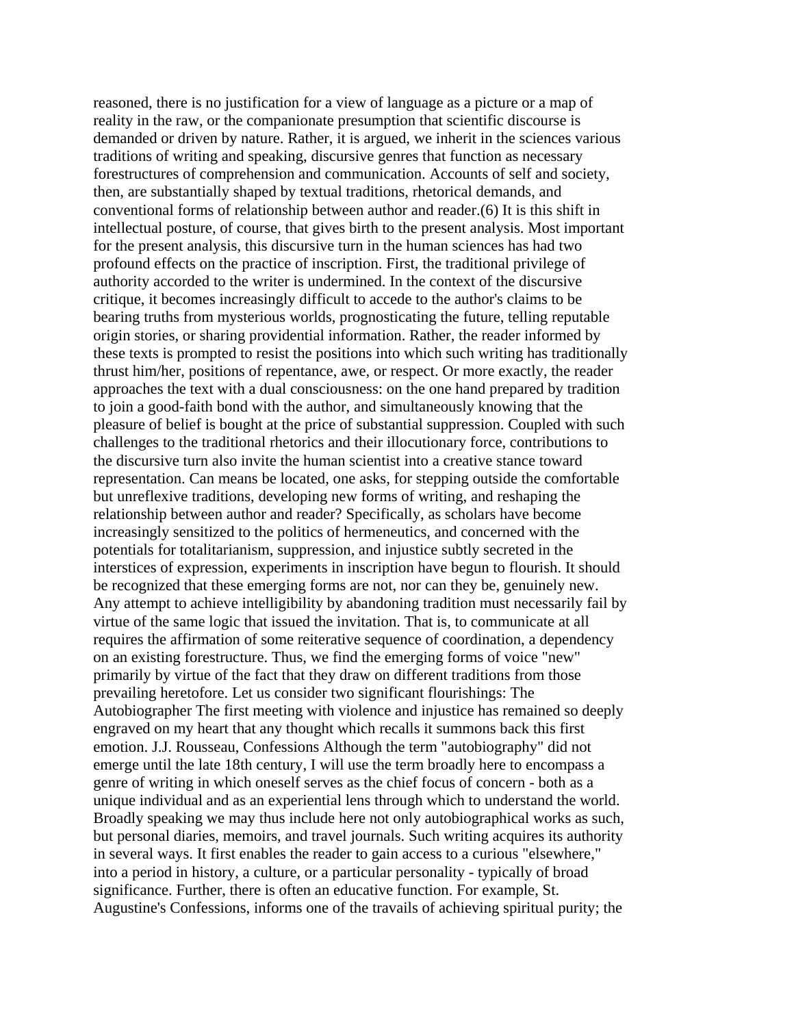reasoned, there is no justification for a view of language as a picture or a map of reality in the raw, or the companionate presumption that scientific discourse is demanded or driven by nature. Rather, it is argued, we inherit in the sciences various traditions of writing and speaking, discursive genres that function as necessary forestructures of comprehension and communication. Accounts of self and society, then, are substantially shaped by textual traditions, rhetorical demands, and conventional forms of relationship between author and reader.(6) It is this shift in intellectual posture, of course, that gives birth to the present analysis. Most important for the present analysis, this discursive turn in the human sciences has had two profound effects on the practice of inscription. First, the traditional privilege of authority accorded to the writer is undermined. In the context of the discursive critique, it becomes increasingly difficult to accede to the author's claims to be bearing truths from mysterious worlds, prognosticating the future, telling reputable origin stories, or sharing providential information. Rather, the reader informed by these texts is prompted to resist the positions into which such writing has traditionally thrust him/her, positions of repentance, awe, or respect. Or more exactly, the reader approaches the text with a dual consciousness: on the one hand prepared by tradition to join a good-faith bond with the author, and simultaneously knowing that the pleasure of belief is bought at the price of substantial suppression. Coupled with such challenges to the traditional rhetorics and their illocutionary force, contributions to the discursive turn also invite the human scientist into a creative stance toward representation. Can means be located, one asks, for stepping outside the comfortable but unreflexive traditions, developing new forms of writing, and reshaping the relationship between author and reader? Specifically, as scholars have become increasingly sensitized to the politics of hermeneutics, and concerned with the potentials for totalitarianism, suppression, and injustice subtly secreted in the interstices of expression, experiments in inscription have begun to flourish. It should be recognized that these emerging forms are not, nor can they be, genuinely new. Any attempt to achieve intelligibility by abandoning tradition must necessarily fail by virtue of the same logic that issued the invitation. That is, to communicate at all requires the affirmation of some reiterative sequence of coordination, a dependency on an existing forestructure. Thus, we find the emerging forms of voice "new" primarily by virtue of the fact that they draw on different traditions from those prevailing heretofore. Let us consider two significant flourishings: The Autobiographer The first meeting with violence and injustice has remained so deeply engraved on my heart that any thought which recalls it summons back this first emotion. J.J. Rousseau, Confessions Although the term "autobiography" did not emerge until the late 18th century, I will use the term broadly here to encompass a genre of writing in which oneself serves as the chief focus of concern - both as a unique individual and as an experiential lens through which to understand the world. Broadly speaking we may thus include here not only autobiographical works as such, but personal diaries, memoirs, and travel journals. Such writing acquires its authority in several ways. It first enables the reader to gain access to a curious "elsewhere," into a period in history, a culture, or a particular personality - typically of broad significance. Further, there is often an educative function. For example, St. Augustine's Confessions, informs one of the travails of achieving spiritual purity; the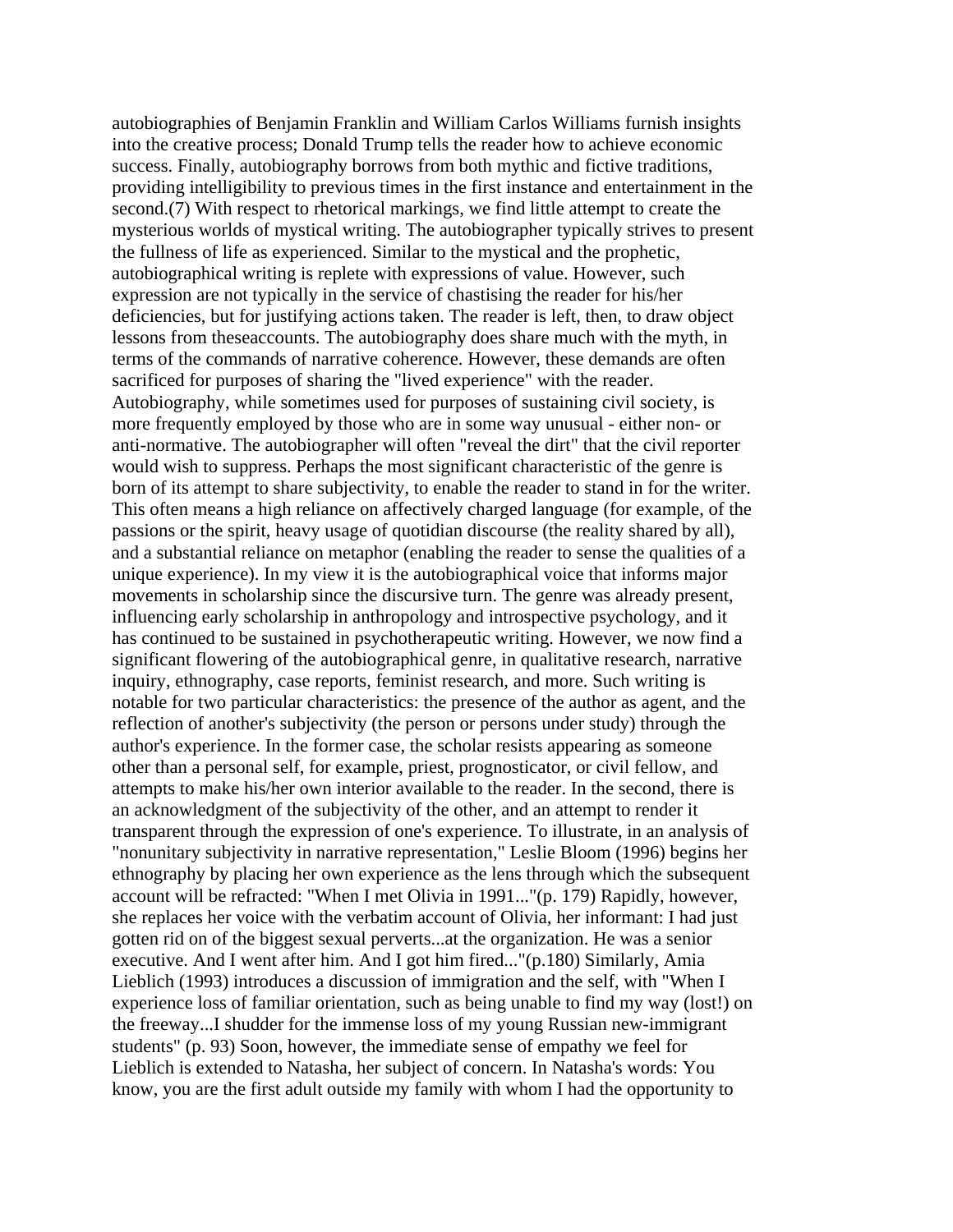autobiographies of Benjamin Franklin and William Carlos Williams furnish insights into the creative process; Donald Trump tells the reader how to achieve economic success. Finally, autobiography borrows from both mythic and fictive traditions, providing intelligibility to previous times in the first instance and entertainment in the second.(7) With respect to rhetorical markings, we find little attempt to create the mysterious worlds of mystical writing. The autobiographer typically strives to present the fullness of life as experienced. Similar to the mystical and the prophetic, autobiographical writing is replete with expressions of value. However, such expression are not typically in the service of chastising the reader for his/her deficiencies, but for justifying actions taken. The reader is left, then, to draw object lessons from theseaccounts. The autobiography does share much with the myth, in terms of the commands of narrative coherence. However, these demands are often sacrificed for purposes of sharing the "lived experience" with the reader. Autobiography, while sometimes used for purposes of sustaining civil society, is more frequently employed by those who are in some way unusual - either non- or anti-normative. The autobiographer will often "reveal the dirt" that the civil reporter would wish to suppress. Perhaps the most significant characteristic of the genre is born of its attempt to share subjectivity, to enable the reader to stand in for the writer. This often means a high reliance on affectively charged language (for example, of the passions or the spirit, heavy usage of quotidian discourse (the reality shared by all), and a substantial reliance on metaphor (enabling the reader to sense the qualities of a unique experience). In my view it is the autobiographical voice that informs major movements in scholarship since the discursive turn. The genre was already present, influencing early scholarship in anthropology and introspective psychology, and it has continued to be sustained in psychotherapeutic writing. However, we now find a significant flowering of the autobiographical genre, in qualitative research, narrative inquiry, ethnography, case reports, feminist research, and more. Such writing is notable for two particular characteristics: the presence of the author as agent, and the reflection of another's subjectivity (the person or persons under study) through the author's experience. In the former case, the scholar resists appearing as someone other than a personal self, for example, priest, prognosticator, or civil fellow, and attempts to make his/her own interior available to the reader. In the second, there is an acknowledgment of the subjectivity of the other, and an attempt to render it transparent through the expression of one's experience. To illustrate, in an analysis of "nonunitary subjectivity in narrative representation," Leslie Bloom (1996) begins her ethnography by placing her own experience as the lens through which the subsequent account will be refracted: "When I met Olivia in 1991..."(p. 179) Rapidly, however, she replaces her voice with the verbatim account of Olivia, her informant: I had just gotten rid on of the biggest sexual perverts...at the organization. He was a senior executive. And I went after him. And I got him fired..."(p.180) Similarly, Amia Lieblich (1993) introduces a discussion of immigration and the self, with "When I experience loss of familiar orientation, such as being unable to find my way (lost!) on the freeway...I shudder for the immense loss of my young Russian new-immigrant students" (p. 93) Soon, however, the immediate sense of empathy we feel for Lieblich is extended to Natasha, her subject of concern. In Natasha's words: You know, you are the first adult outside my family with whom I had the opportunity to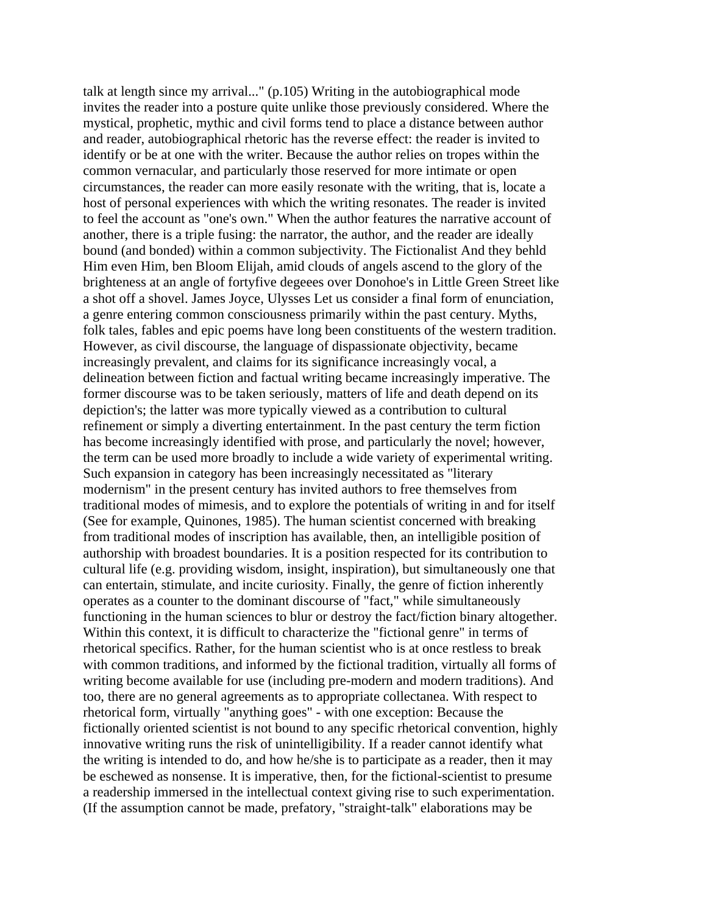talk at length since my arrival..." (p.105) Writing in the autobiographical mode invites the reader into a posture quite unlike those previously considered. Where the mystical, prophetic, mythic and civil forms tend to place a distance between author and reader, autobiographical rhetoric has the reverse effect: the reader is invited to identify or be at one with the writer. Because the author relies on tropes within the common vernacular, and particularly those reserved for more intimate or open circumstances, the reader can more easily resonate with the writing, that is, locate a host of personal experiences with which the writing resonates. The reader is invited to feel the account as "one's own." When the author features the narrative account of another, there is a triple fusing: the narrator, the author, and the reader are ideally bound (and bonded) within a common subjectivity.

## The Fictionalist

And they behld Him even Him, ben Bloom Elijah, amid clouds of angels ascend to the glory of the brighteness at an angle of fortyfive degeees over Donohoe's in Little Green Street like a shot off a shovel. James Joyce, Ulysses

Let us consider a final form of enunciation, a genre entering common consciousness primarily within the past century. Myths, folk tales, fables and epic poems have long been constituents of the western tradition. However, as civil discourse, the language of dispassionate objectivity, became increasingly prevalent, and claims for its significance increasingly vocal, a delineation between fiction and factual writing became increasingly imperative. The former discourse was to be taken seriously, matters of life and death depend on its depiction's; the latter was more typically viewed as a contribution to cultural refinement or simply a diverting entertainment. In the past century the term fiction has become increasingly identified with prose, and particularly the novel; however, the term can be used more broadly to include a wide variety of experimental writing. Such expansion in category has been increasingly necessitated as "literary modernism" in the present century has invited authors to free themselves from traditional modes of mimesis, and to explore the potentials of writing in and for itself (See for example, Quinones, 1985). The human scientist concerned with breaking from traditional modes of inscription has available, then, an intelligible position of authorship with broadest boundaries. It is a position respected for its contribution to cultural life (e.g. providing wisdom, insight, inspiration), but simultaneously one that can entertain, stimulate, and incite curiosity. Finally, the genre of fiction inherently operates as a counter to the dominant discourse of "fact," while simultaneously functioning in the human sciences to blur or destroy the fact/fiction binary altogether. Within this context, it is difficult to characterize the "fictional genre" in terms of rhetorical specifics. Rather, for the human scientist who is at once restless to break with common traditions, and informed by the fictional tradition, virtually all forms of writing become available for use (including pre-modern and modern traditions). And too, there are no general agreements as to appropriate collectanea. With respect to rhetorical form, virtually "anything goes" - with one exception: Because the fictionally oriented scientist is not bound to any specific rhetorical convention, highly innovative writing runs the risk of unintelligibility. If a reader cannot identify what the writing is intended to do, and how he/she is to participate as a reader, then it may be eschewed as nonsense. It is imperative, then, for the fictional-scientist to presume a readership immersed in the intellectual context giving rise to such experimentation. (If the assumption cannot be made, prefatory, "straight-talk" elaborations may be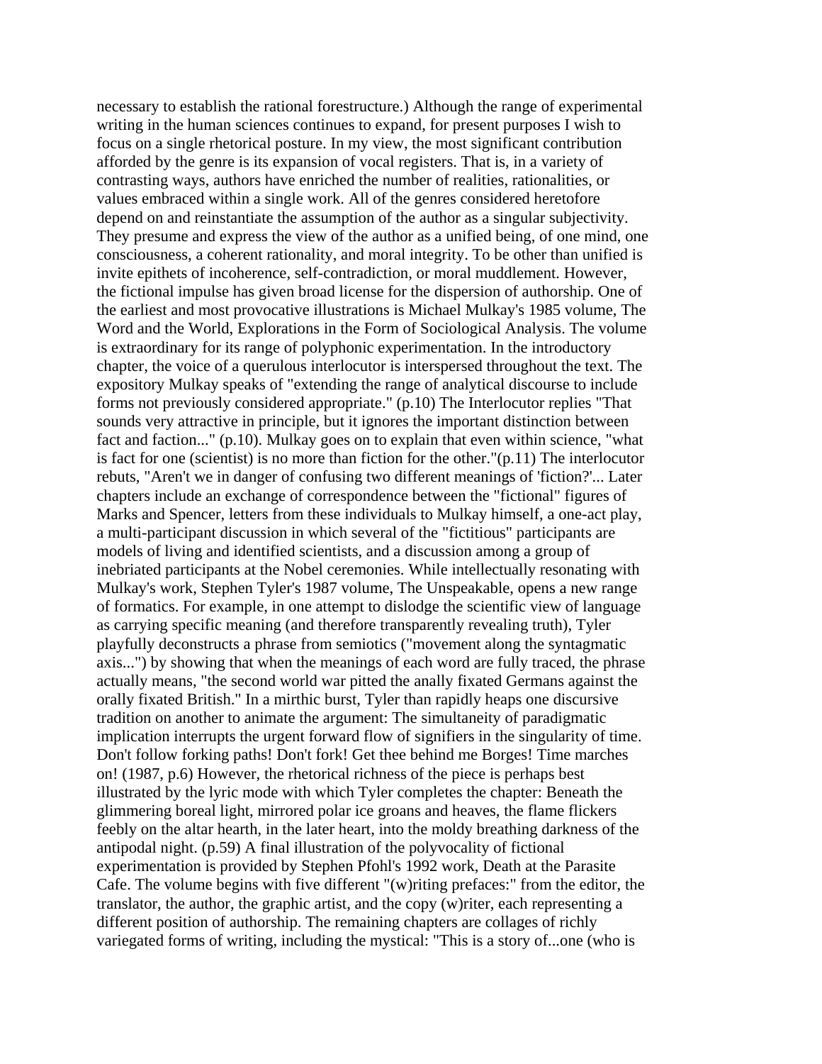necessary to establish the rational forestructure.) Although the range of experimental writing in the human sciences continues to expand, for present purposes I wish to focus on a single rhetorical posture. In my view, the most significant contribution afforded by the genre is its expansion of vocal registers. That is, in a variety of contrasting ways, authors have enriched the number of realities, rationalities, or values embraced within a single work. All of the genres considered heretofore depend on and reinstantiate the assumption of the author as a singular subjectivity. They presume and express the view of the author as a unified being, of one mind, one consciousness, a coherent rationality, and moral integrity. To be other than unified is invite epithets of incoherence, self-contradiction, or moral muddlement. However, the fictional impulse has given broad license for the dispersion of authorship. One of the earliest and most provocative illustrations is Michael Mulkay's 1985 volume, The Word and the World, Explorations in the Form of Sociological Analysis. The volume is extraordinary for its range of polyphonic experimentation. In the introductory chapter, the voice of a querulous interlocutor is interspersed throughout the text. The expository Mulkay speaks of "extending the range of analytical discourse to include forms not previously considered appropriate." (p.10) The Interlocutor replies "That sounds very attractive in principle, but it ignores the important distinction between fact and faction..." (p.10). Mulkay goes on to explain that even within science, "what is fact for one (scientist) is no more than fiction for the other."(p.11) The interlocutor rebuts, "Aren't we in danger of confusing two different meanings of 'fiction?'... Later chapters include an exchange of correspondence between the "fictional" figures of Marks and Spencer, letters from these individuals to Mulkay himself, a one-act play, a multi-participant discussion in which several of the "fictitious" participants are models of living and identified scientists, and a discussion among a group of inebriated participants at the Nobel ceremonies. While intellectually resonating with Mulkay's work, Stephen Tyler's 1987 volume, The Unspeakable, opens a new range of formatics. For example, in one attempt to dislodge the scientific view of language as carrying specific meaning (and therefore transparently revealing truth), Tyler playfully deconstructs a phrase from semiotics ("movement along the syntagmatic axis...") by showing that when the meanings of each word are fully traced, the phrase actually means, "the second world war pitted the anally fixated Germans against the orally fixated British." In a mirthic burst, Tyler than rapidly heaps one discursive tradition on another to animate the argument: The simultaneity of paradigmatic implication interrupts the urgent forward flow of signifiers in the singularity of time. Don't follow forking paths! Don't fork! Get thee behind me Borges! Time marches on! (1987, p.6) However, the rhetorical richness of the piece is perhaps best illustrated by the lyric mode with which Tyler completes the chapter: Beneath the glimmering boreal light, mirrored polar ice groans and heaves, the flame flickers feebly on the altar hearth, in the later heart, into the moldy breathing darkness of the antipodal night. (p.59) A final illustration of the polyvocality of fictional experimentation is provided by Stephen Pfohl's 1992 work, Death at the Parasite Cafe. The volume begins with five different "(w)riting prefaces:" from the editor, the translator, the author, the graphic artist, and the copy (w)riter, each representing a different position of authorship. The remaining chapters are collages of richly variegated forms of writing, including the mystical: "This is a story of...one (who is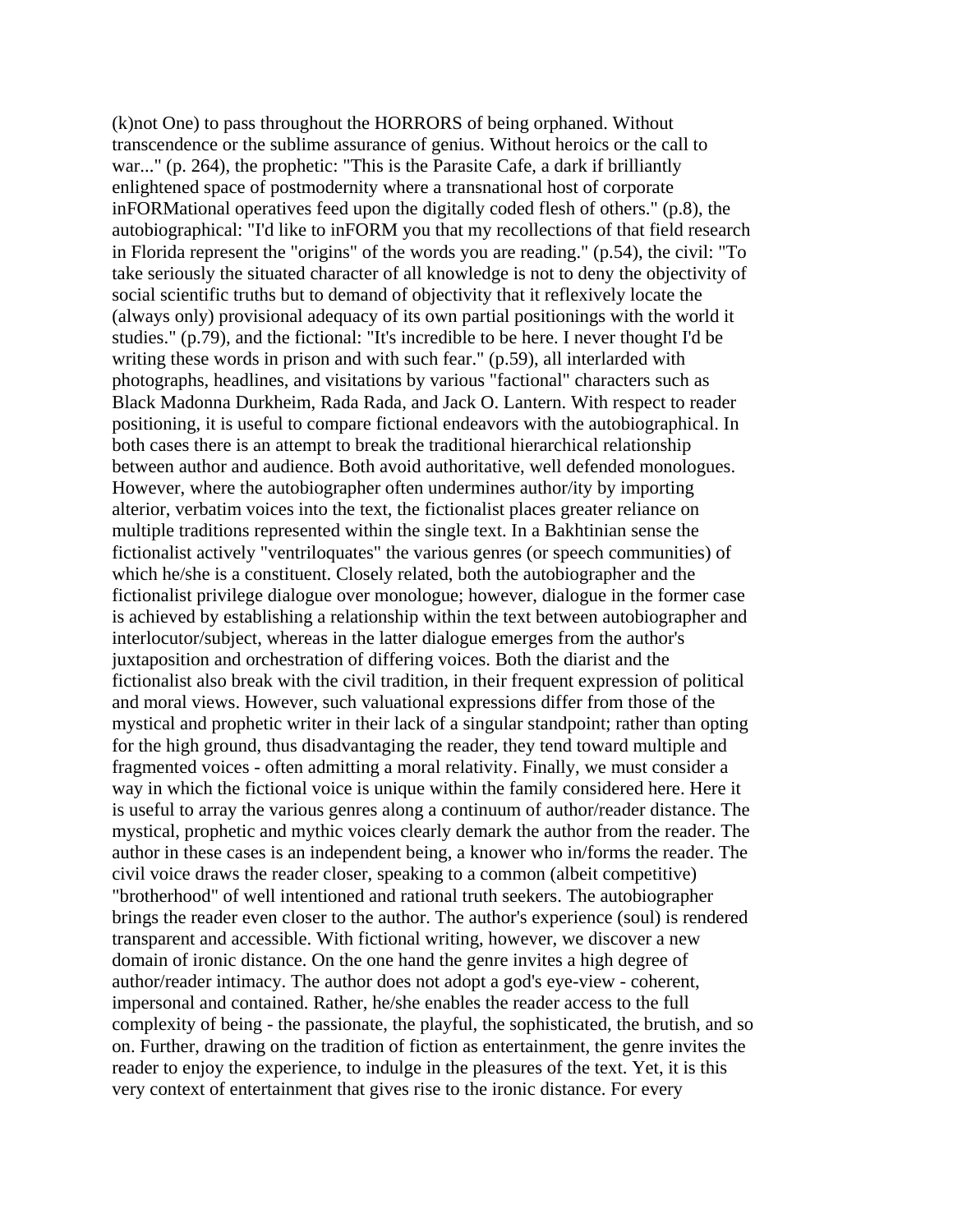(k)not One) to pass throughout the HORRORS of being orphaned. Without transcendence or the sublime assurance of genius. Without heroics or the call to war..." (p. 264), the prophetic: "This is the Parasite Cafe, a dark if brilliantly enlightened space of postmodernity where a transnational host of corporate inFORMational operatives feed upon the digitally coded flesh of others." (p.8), the autobiographical: "I'd like to inFORM you that my recollections of that field research in Florida represent the "origins" of the words you are reading." (p.54), the civil: "To take seriously the situated character of all knowledge is not to deny the objectivity of social scientific truths but to demand of objectivity that it reflexively locate the (always only) provisional adequacy of its own partial positionings with the world it studies." (p.79), and the fictional: "It's incredible to be here. I never thought I'd be writing these words in prison and with such fear." (p.59), all interlarded with photographs, headlines, and visitations by various "factional" characters such as Black Madonna Durkheim, Rada Rada, and Jack O. Lantern. With respect to reader positioning, it is useful to compare fictional endeavors with the autobiographical. In both cases there is an attempt to break the traditional hierarchical relationship between author and audience. Both avoid authoritative, well defended monologues. However, where the autobiographer often undermines author/ity by importing alterior, verbatim voices into the text, the fictionalist places greater reliance on multiple traditions represented within the single text. In a Bakhtinian sense the fictionalist actively "ventriloquates" the various genres (or speech communities) of which he/she is a constituent. Closely related, both the autobiographer and the fictionalist privilege dialogue over monologue; however, dialogue in the former case is achieved by establishing a relationship within the text between autobiographer and interlocutor/subject, whereas in the latter dialogue emerges from the author's juxtaposition and orchestration of differing voices. Both the diarist and the fictionalist also break with the civil tradition, in their frequent expression of political and moral views. However, such valuational expressions differ from those of the mystical and prophetic writer in their lack of a singular standpoint; rather than opting for the high ground, thus disadvantaging the reader, they tend toward multiple and fragmented voices - often admitting a moral relativity. Finally, we must consider a way in which the fictional voice is unique within the family considered here. Here it is useful to array the various genres along a continuum of author/reader distance. The mystical, prophetic and mythic voices clearly demark the author from the reader. The author in these cases is an independent being, a knower who in/forms the reader. The civil voice draws the reader closer, speaking to a common (albeit competitive) "brotherhood" of well intentioned and rational truth seekers. The autobiographer brings the reader even closer to the author. The author's experience (soul) is rendered transparent and accessible. With fictional writing, however, we discover a new domain of ironic distance. On the one hand the genre invites a high degree of author/reader intimacy. The author does not adopt a god's eye-view - coherent, impersonal and contained. Rather, he/she enables the reader access to the full complexity of being - the passionate, the playful, the sophisticated, the brutish, and so on. Further, drawing on the tradition of fiction as entertainment, the genre invites the reader to enjoy the experience, to indulge in the pleasures of the text. Yet, it is this very context of entertainment that gives rise to the ironic distance. For every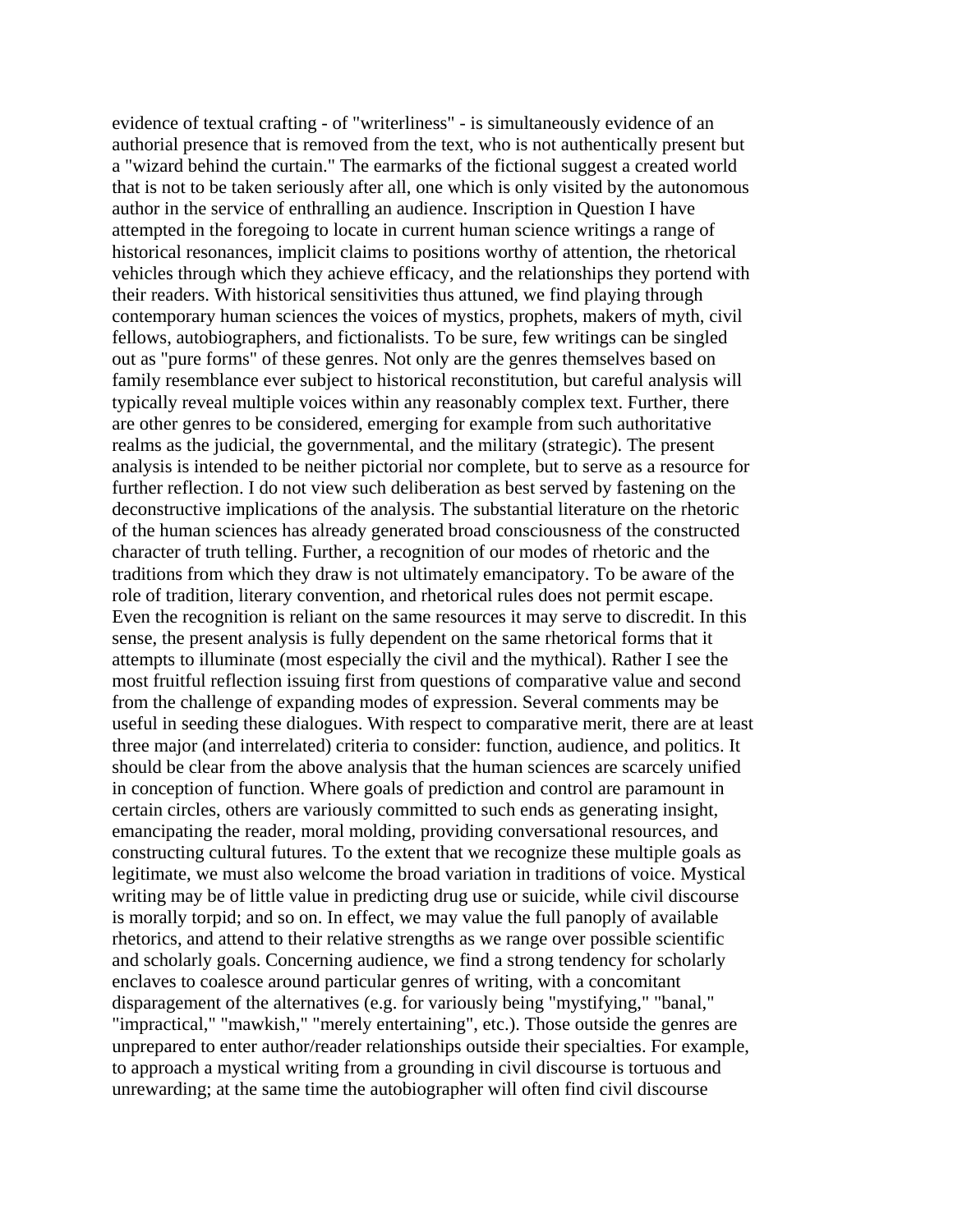evidence of textual crafting - of "writerliness" - is simultaneously evidence of an authorial presence that is removed from the text, who is not authentically present but a "wizard behind the curtain." The earmarks of the fictional suggest a created world that is not to be taken seriously after all, one which is only visited by the autonomous author in the service of enthralling an audience.

## Inscription in Question

I have attempted in the foregoing to locate in current human science writings a range of historical resonances, implicit claims to positions worthy of attention, the rhetorical vehicles through which they achieve efficacy, and the relationships they portend with their readers. With historical sensitivities thus attuned, we find playing through contemporary human sciences the voices of mystics, prophets, makers of myth, civil fellows, autobiographers, and fictionalists. To be sure, few writings can be singled out as "pure forms" of these genres. Not only are the genres themselves based on family resemblance ever subject to historical reconstitution, but careful analysis will typically reveal multiple voices within any reasonably complex text. Further, there are other genres to be considered, emerging for example from such authoritative realms as the judicial, the governmental, and the military (strategic). The present analysis is intended to be neither pictorial nor complete, but to serve as a resource for further reflection. I do not view such deliberation as best served by fastening on the deconstructive implications of the analysis. The substantial literature on the rhetoric of the human sciences has already generated broad consciousness of the constructed character of truth telling. Further, a recognition of our modes of rhetoric and the traditions from which they draw is not ultimately emancipatory. To be aware of the role of tradition, literary convention, and rhetorical rules does not permit escape. Even the recognition is reliant on the same resources it may serve to discredit. In this sense, the present analysis is fully dependent on the same rhetorical forms that it attempts to illuminate (most especially the civil and the mythical). Rather I see the most fruitful reflection issuing first from questions of comparative value and second from the challenge of expanding modes of expression. Several comments may be useful in seeding these dialogues. With respect to comparative merit, there are at least three major (and interrelated) criteria to consider: function, audience, and politics. It should be clear from the above analysis that the human sciences are scarcely unified in conception of function. Where goals of prediction and control are paramount in certain circles, others are variously committed to such ends as generating insight, emancipating the reader, moral molding, providing conversational resources, and constructing cultural futures. To the extent that we recognize these multiple goals as legitimate, we must also welcome the broad variation in traditions of voice. Mystical writing may be of little value in predicting drug use or suicide, while civil discourse is morally torpid; and so on. In effect, we may value the full panoply of available rhetorics, and attend to their relative strengths as we range over possible scientific and scholarly goals. Concerning audience, we find a strong tendency for scholarly enclaves to coalesce around particular genres of writing, with a concomitant disparagement of the alternatives (e.g. for variously being "mystifying," "banal," "impractical," "mawkish," "merely entertaining", etc.). Those outside the genres are unprepared to enter author/reader relationships outside their specialties. For example, to approach a mystical writing from a grounding in civil discourse is tortuous and unrewarding; at the same time the autobiographer will often find civil discourse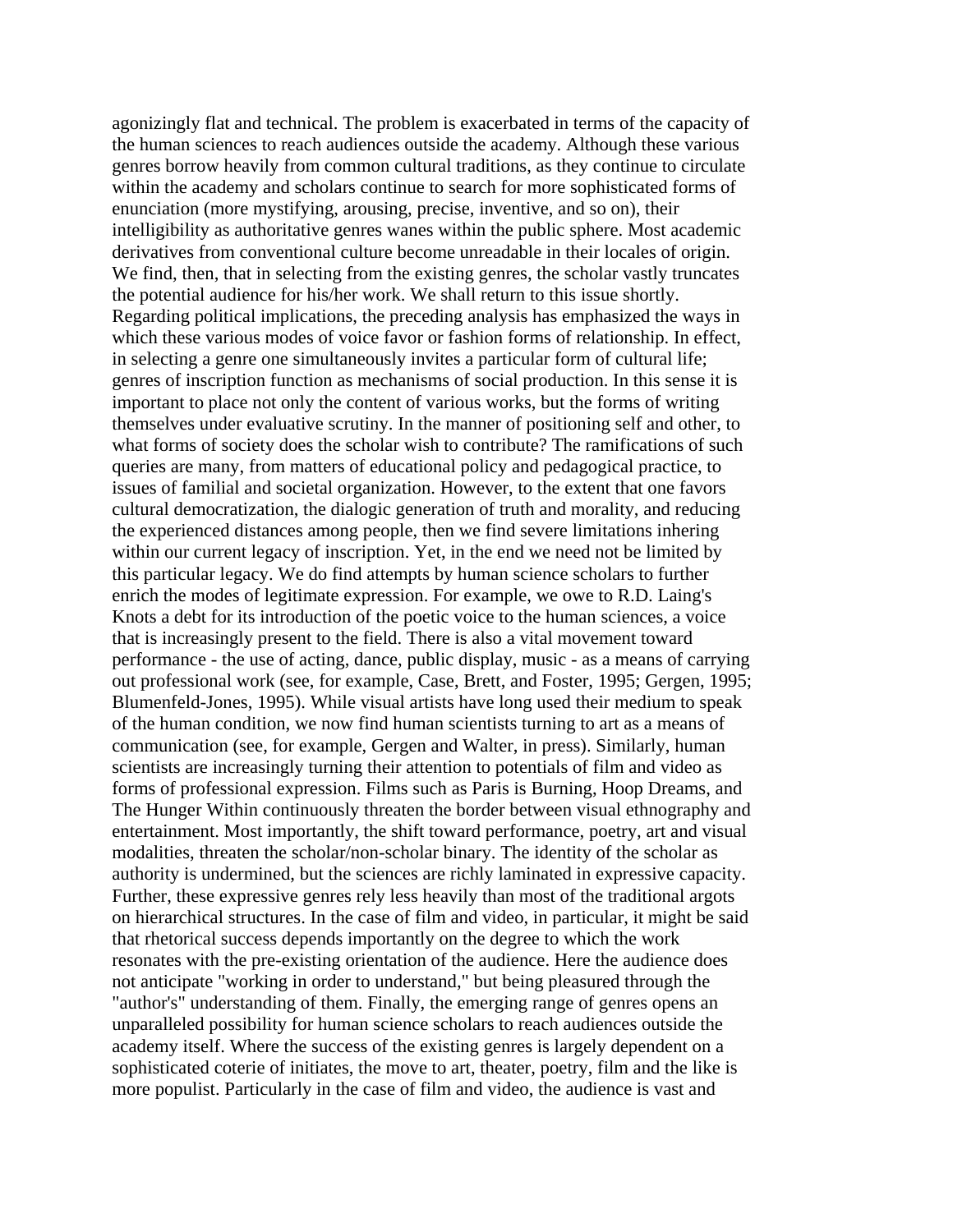agonizingly flat and technical. The problem is exacerbated in terms of the capacity of the human sciences to reach audiences outside the academy. Although these various genres borrow heavily from common cultural traditions, as they continue to circulate within the academy and scholars continue to search for more sophisticated forms of enunciation (more mystifying, arousing, precise, inventive, and so on), their intelligibility as authoritative genres wanes within the public sphere. Most academic derivatives from conventional culture become unreadable in their locales of origin. We find, then, that in selecting from the existing genres, the scholar vastly truncates the potential audience for his/her work. We shall return to this issue shortly. Regarding political implications, the preceding analysis has emphasized the ways in which these various modes of voice favor or fashion forms of relationship. In effect, in selecting a genre one simultaneously invites a particular form of cultural life; genres of inscription function as mechanisms of social production. In this sense it is important to place not only the content of various works, but the forms of writing themselves under evaluative scrutiny. In the manner of positioning self and other, to what forms of society does the scholar wish to contribute? The ramifications of such queries are many, from matters of educational policy and pedagogical practice, to issues of familial and societal organization. However, to the extent that one favors cultural democratization, the dialogic generation of truth and morality, and reducing the experienced distances among people, then we find severe limitations inhering within our current legacy of inscription. Yet, in the end we need not be limited by this particular legacy. We do find attempts by human science scholars to further enrich the modes of legitimate expression. For example, we owe to R.D. Laing's Knots a debt for its introduction of the poetic voice to the human sciences, a voice that is increasingly present to the field. There is also a vital movement toward performance - the use of acting, dance, public display, music - as a means of carrying out professional work (see, for example, Case, Brett, and Foster, 1995; Gergen, 1995; Blumenfeld-Jones, 1995). While visual artists have long used their medium to speak of the human condition, we now find human scientists turning to art as a means of communication (see, for example, Gergen and Walter, in press). Similarly, human scientists are increasingly turning their attention to potentials of film and video as forms of professional expression. Films such as Paris is Burning, Hoop Dreams, and The Hunger Within continuously threaten the border between visual ethnography and entertainment. Most importantly, the shift toward performance, poetry, art and visual modalities, threaten the scholar/non-scholar binary. The identity of the scholar as authority is undermined, but the sciences are richly laminated in expressive capacity. Further, these expressive genres rely less heavily than most of the traditional argots on hierarchical structures. In the case of film and video, in particular, it might be said that rhetorical success depends importantly on the degree to which the work resonates with the pre-existing orientation of the audience. Here the audience does not anticipate "working in order to understand," but being pleasured through the "author's" understanding of them. Finally, the emerging range of genres opens an unparalleled possibility for human science scholars to reach audiences outside the academy itself. Where the success of the existing genres is largely dependent on a sophisticated coterie of initiates, the move to art, theater, poetry, film and the like is more populist. Particularly in the case of film and video, the audience is vast and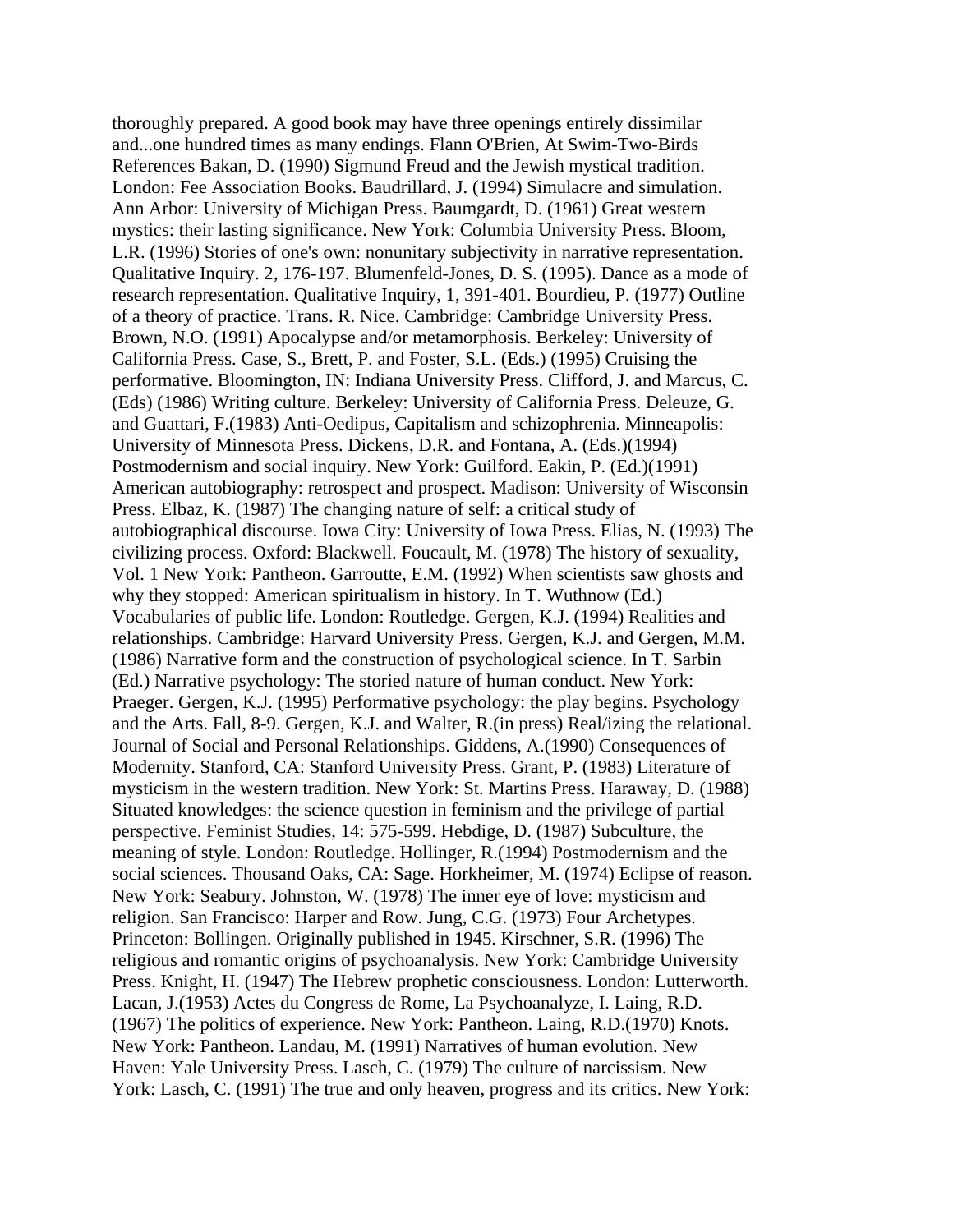thoroughly prepared. A good book may have three openings entirely dissimilar and...one hundred times as many endings. Flann O'Brien, At Swim-Two-Birds

References

Bakan, D. (1990) Sigmund Freud and the Jewish mystical tradition. London: Fee Association Books.

Baudrillard, J. (1994) Simulacre and simulation. Ann Arbor: University of Michigan Press.

Baumgardt, D. (1961) Great western mystics: their lasting significance. New York: Columbia University Press.

Bloom, L.R. (1996) Stories of one's own: nonunitary subjectivity in narrative representation. Qualitative Inquiry. 2, 176-197.

Blumenfeld-Jones, D. S. (1995). Dance as a mode of research representation. Qualitative Inquiry, 1, 391-401.

Bourdieu, P. (1977) Outline of a theory of practice. Trans. R. Nice. Cambridge: Cambridge University Press.

Brown, N.O. (1991) Apocalypse and/or metamorphosis. Berkeley: University of California Press.

Case, S., Brett, P. and Foster, S.L. (Eds.) (1995) Cruising the performative. Bloomington, IN: Indiana University Press.

Clifford, J. and Marcus, C. (Eds) (1986) Writing culture. Berkeley: University of California Press.

Deleuze, G. and Guattari, F.(1983) Anti-Oedipus, Capitalism and schizophrenia. Minneapolis: University of Minnesota Press.

Dickens, D.R. and Fontana, A. (Eds.)(1994) Postmodernism and social inquiry. New York: Guilford.

Eakin, P. (Ed.)(1991) American autobiography: retrospect and prospect. Madison: University of Wisconsin Press.

Elbaz, K. (1987) The changing nature of self: a critical study of autobiographical discourse. Iowa City: University of Iowa Press.

Elias, N. (1993) The civilizing process. Oxford: Blackwell.

Foucault, M. (1978) The history of sexuality, Vol. 1 New York: Pantheon.

Garroutte, E.M. (1992) When scientists saw ghosts and why they stopped: American spiritualism in history. In T. Wuthnow (Ed.) Vocabularies of public life. London: Routledge.

Gergen, K.J. (1994) Realities and relationships. Cambridge: Harvard University Press.

Gergen, K.J. and Gergen, M.M. (1986) Narrative form and the construction of psychological science. In T. Sarbin (Ed.) Narrative psychology: The storied nature of human conduct. New York: Praeger.

Gergen, K.J. (1995) Performative psychology: the play begins. Psychology and the Arts. Fall, 8-9.

Gergen, K.J. and Walter, R.(in press) Real/izing the relational. Journal of Social and Personal Relationships.

Giddens, A.(1990) Consequences of Modernity. Stanford, CA: Stanford University Press.

Grant, P. (1983) Literature of mysticism in the western tradition. New York: St. Martins Press.

Haraway, D. (1988) Situated knowledges: the science question in feminism and the privilege of partial perspective. Feminist Studies, 14: 575-599.

Hebdige, D. (1987) Subculture, the meaning of style. London: Routledge.

Hollinger, R.(1994) Postmodernism and the social sciences. Thousand Oaks, CA: Sage.

Horkheimer, M. (1974) Eclipse of reason. New York: Seabury.

Johnston, W. (1978) The inner eye of love: mysticism and religion. San Francisco: Harper and Row.

Jung, C.G. (1973) Four Archetypes. Princeton: Bollingen. Originally published in 1945.

Kirschner, S.R. (1996) The religious and romantic origins of psychoanalysis. New York: Cambridge University Press.

Knight, H. (1947) The Hebrew prophetic consciousness. London: Lutterworth.

Lacan, J.(1953) Actes du Congress de Rome, La Psychoanalyze, I.

Laing, R.D. (1967) The politics of experience. New York: Pantheon.

Laing, R.D.(1970) Knots. New York: Pantheon.

Landau, M. (1991) Narratives of human evolution. New Haven: Yale University Press.

Lasch, C. (1979) The culture of narcissism. New York:

Lasch, C. (1991) The true and only heaven, progress and its critics. New York: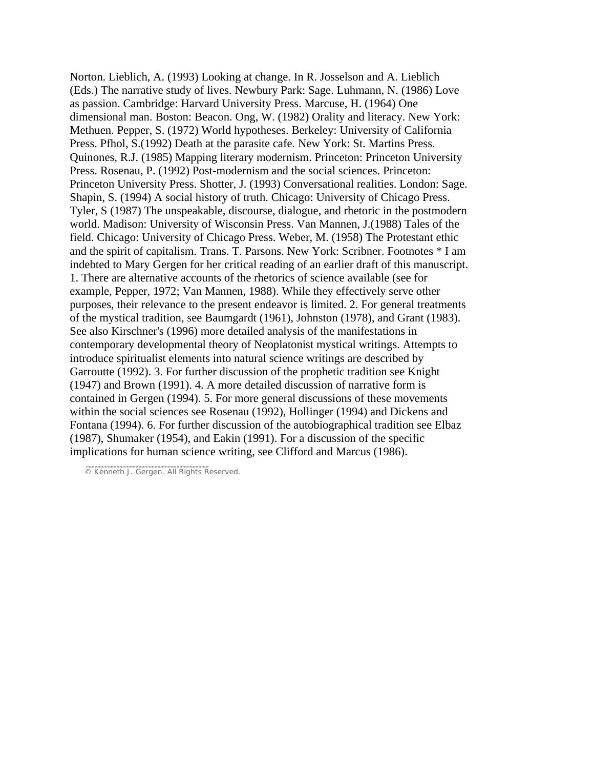Norton. Lieblich, A. (1993) Looking at change. In R. Josselson and A. Lieblich (Eds.) The narrative study of lives. Newbury Park: Sage. Luhmann, N. (1986) Love as passion. Cambridge: Harvard University Press. Marcuse, H. (1964) One dimensional man. Boston: Beacon. Ong, W. (1982) Orality and literacy. New York: Methuen. Pepper, S. (1972) World hypotheses. Berkeley: University of California Press. Pfhol, S.(1992) Death at the parasite cafe. New York: St. Martins Press. Quinones, R.J. (1985) Mapping literary modernism. Princeton: Princeton University Press. Rosenau, P. (1992) Post-modernism and the social sciences. Princeton: Princeton University Press. Shotter, J. (1993) Conversational realities. London: Sage. Shapin, S. (1994) A social history of truth. Chicago: University of Chicago Press. Tyler, S (1987) The unspeakable, discourse, dialogue, and rhetoric in the postmodern world. Madison: University of Wisconsin Press. Van Mannen, J.(1988) Tales of the field. Chicago: University of Chicago Press. Weber, M. (1958) The Protestant ethic and the spirit of capitalism. Trans. T. Parsons. New York: Scribner. Footnotes * I am indebted to Mary Gergen for her critical reading of an earlier draft of this manuscript. 1. There are alternative accounts of the rhetorics of science available (see for example, Pepper, 1972; Van Mannen, 1988). While they effectively serve other purposes, their relevance to the present endeavor is limited. 2. For general treatments of the mystical tradition, see Baumgardt (1961), Johnston (1978), and Grant (1983). See also Kirschner's (1996) more detailed analysis of the manifestations in contemporary developmental theory of Neoplatonist mystical writings. Attempts to introduce spiritualist elements into natural science writings are described by Garroutte (1992). 3. For further discussion of the prophetic tradition see Knight (1947) and Brown (1991). 4. A more detailed discussion of narrative form is contained in Gergen (1994). 5. For more general discussions of these movements within the social sciences see Rosenau (1992), Hollinger (1994) and Dickens and Fontana (1994). 6. For further discussion of the autobiographical tradition see Elbaz (1987), Shumaker (1954), and Eakin (1991). For a discussion of the specific implications for human science writing, see Clifford and Marcus (1986).

© Kenneth J. Gergen. All Rights Reserved.